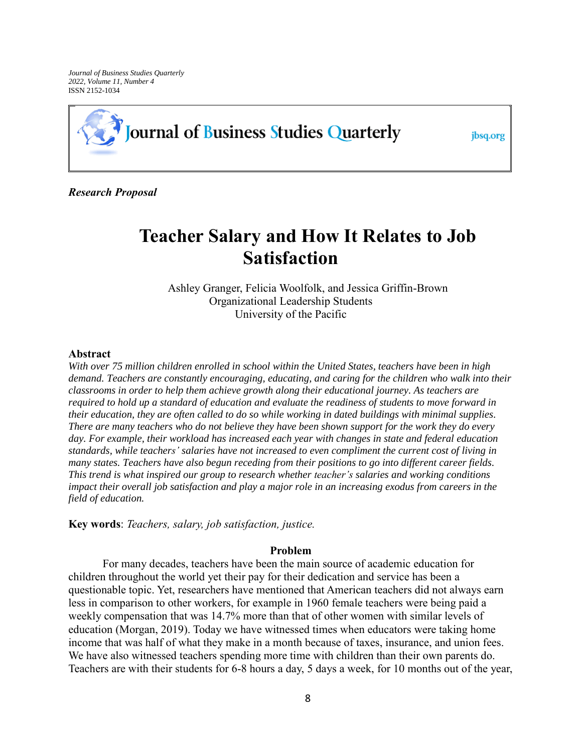*Journal of Business Studies Quarterly*
*2022, Volume 11, Number 4*
ISSN 2152-1034

***Research Proposal***

# Teacher Salary and How It Relates to Job Satisfaction

Ashley Granger, Felicia Woolfolk, and Jessica Griffin-Brown
Organizational Leadership Students
University of the Pacific

## Abstract

*With over 75 million children enrolled in school within the United States, teachers have been in high demand. Teachers are constantly encouraging, educating, and caring for the children who walk into their classrooms in order to help them achieve growth along their educational journey. As teachers are required to hold up a standard of education and evaluate the readiness of students to move forward in their education, they are often called to do so while working in dated buildings with minimal supplies. There are many teachers who do not believe they have been shown support for the work they do every day. For example, their workload has increased each year with changes in state and federal education standards, while teachers' salaries have not increased to even compliment the current cost of living in many states. Teachers have also begun receding from their positions to go into different career fields. This trend is what inspired our group to research whether teacher's salaries and working conditions impact their overall job satisfaction and play a major role in an increasing exodus from careers in the field of education.*

**Key words**: *Teachers, salary, job satisfaction, justice.*

## Problem

For many decades, teachers have been the main source of academic education for children throughout the world yet their pay for their dedication and service has been a questionable topic. Yet, researchers have mentioned that American teachers did not always earn less in comparison to other workers, for example in 1960 female teachers were being paid a weekly compensation that was 14.7% more than that of other women with similar levels of education (Morgan, 2019). Today we have witnessed times when educators were taking home income that was half of what they make in a month because of taxes, insurance, and union fees. We have also witnessed teachers spending more time with children than their own parents do. Teachers are with their students for 6-8 hours a day, 5 days a week, for 10 months out of the year,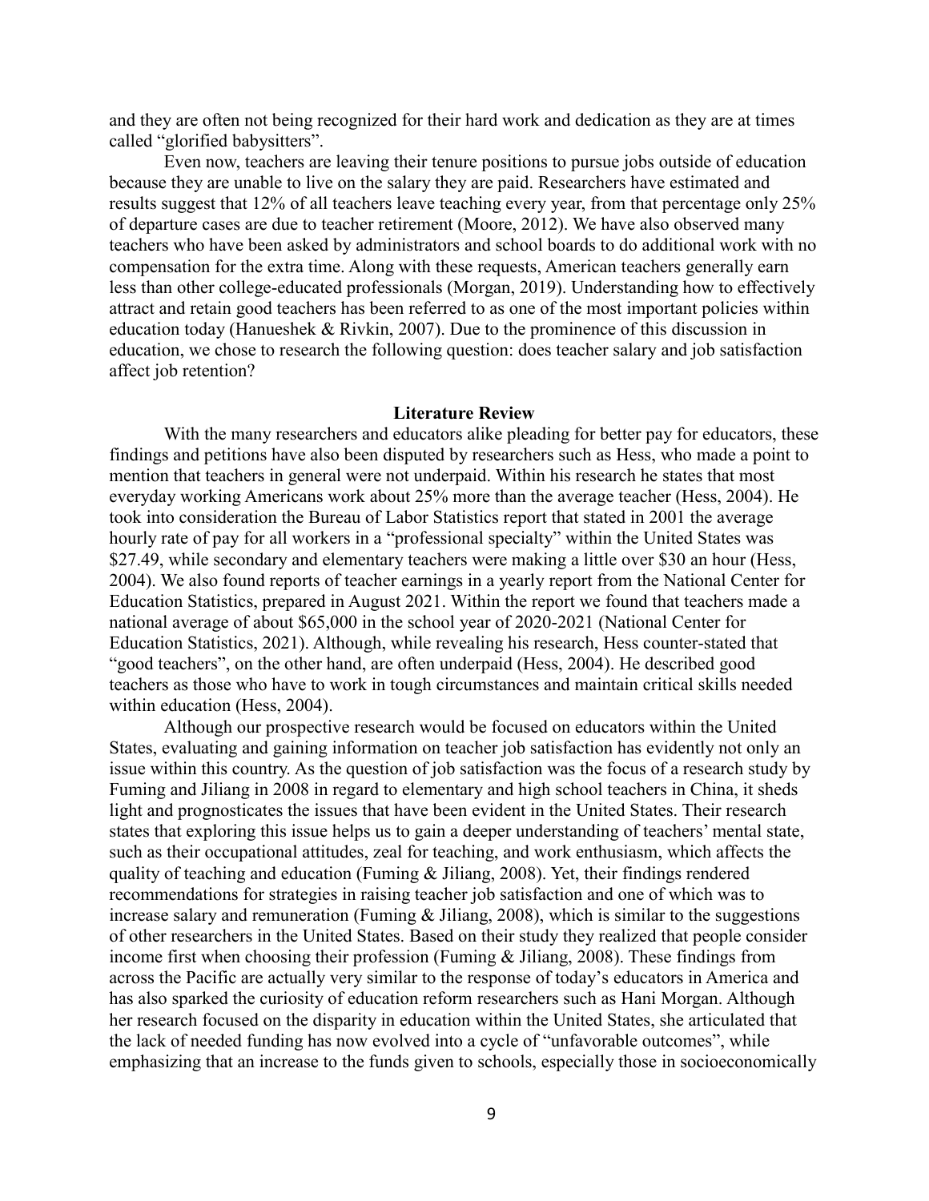and they are often not being recognized for their hard work and dedication as they are at times called "glorified babysitters".

Even now, teachers are leaving their tenure positions to pursue jobs outside of education because they are unable to live on the salary they are paid. Researchers have estimated and results suggest that 12% of all teachers leave teaching every year, from that percentage only 25% of departure cases are due to teacher retirement (Moore, 2012). We have also observed many teachers who have been asked by administrators and school boards to do additional work with no compensation for the extra time. Along with these requests, American teachers generally earn less than other college-educated professionals (Morgan, 2019). Understanding how to effectively attract and retain good teachers has been referred to as one of the most important policies within education today (Hanueshek & Rivkin, 2007). Due to the prominence of this discussion in education, we chose to research the following question: does teacher salary and job satisfaction affect job retention?

## Literature Review

With the many researchers and educators alike pleading for better pay for educators, these findings and petitions have also been disputed by researchers such as Hess, who made a point to mention that teachers in general were not underpaid. Within his research he states that most everyday working Americans work about 25% more than the average teacher (Hess, 2004). He took into consideration the Bureau of Labor Statistics report that stated in 2001 the average hourly rate of pay for all workers in a "professional specialty" within the United States was $27.49, while secondary and elementary teachers were making a little over $30 an hour (Hess, 2004). We also found reports of teacher earnings in a yearly report from the National Center for Education Statistics, prepared in August 2021. Within the report we found that teachers made a national average of about $65,000 in the school year of 2020-2021 (National Center for Education Statistics, 2021). Although, while revealing his research, Hess counter-stated that "good teachers", on the other hand, are often underpaid (Hess, 2004). He described good teachers as those who have to work in tough circumstances and maintain critical skills needed within education (Hess, 2004).

Although our prospective research would be focused on educators within the United States, evaluating and gaining information on teacher job satisfaction has evidently not only an issue within this country. As the question of job satisfaction was the focus of a research study by Fuming and Jiliang in 2008 in regard to elementary and high school teachers in China, it sheds light and prognosticates the issues that have been evident in the United States. Their research states that exploring this issue helps us to gain a deeper understanding of teachers' mental state, such as their occupational attitudes, zeal for teaching, and work enthusiasm, which affects the quality of teaching and education (Fuming & Jiliang, 2008). Yet, their findings rendered recommendations for strategies in raising teacher job satisfaction and one of which was to increase salary and remuneration (Fuming & Jiliang, 2008), which is similar to the suggestions of other researchers in the United States. Based on their study they realized that people consider income first when choosing their profession (Fuming & Jiliang, 2008). These findings from across the Pacific are actually very similar to the response of today's educators in America and has also sparked the curiosity of education reform researchers such as Hani Morgan. Although her research focused on the disparity in education within the United States, she articulated that the lack of needed funding has now evolved into a cycle of "unfavorable outcomes", while emphasizing that an increase to the funds given to schools, especially those in socioeconomically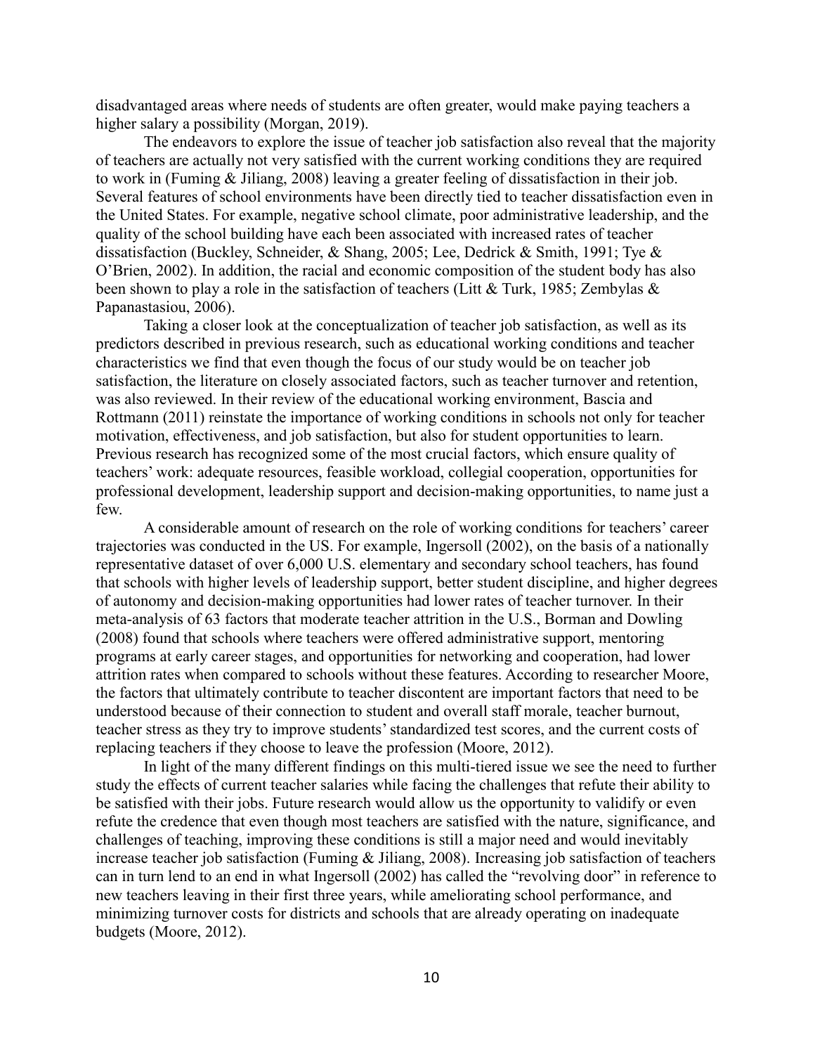disadvantaged areas where needs of students are often greater, would make paying teachers a higher salary a possibility (Morgan, 2019).

The endeavors to explore the issue of teacher job satisfaction also reveal that the majority of teachers are actually not very satisfied with the current working conditions they are required to work in (Fuming & Jiliang, 2008) leaving a greater feeling of dissatisfaction in their job. Several features of school environments have been directly tied to teacher dissatisfaction even in the United States. For example, negative school climate, poor administrative leadership, and the quality of the school building have each been associated with increased rates of teacher dissatisfaction (Buckley, Schneider, & Shang, 2005; Lee, Dedrick & Smith, 1991; Tye & O'Brien, 2002). In addition, the racial and economic composition of the student body has also been shown to play a role in the satisfaction of teachers (Litt & Turk, 1985; Zembylas & Papanastasiou, 2006).

Taking a closer look at the conceptualization of teacher job satisfaction, as well as its predictors described in previous research, such as educational working conditions and teacher characteristics we find that even though the focus of our study would be on teacher job satisfaction, the literature on closely associated factors, such as teacher turnover and retention, was also reviewed. In their review of the educational working environment, Bascia and Rottmann (2011) reinstate the importance of working conditions in schools not only for teacher motivation, effectiveness, and job satisfaction, but also for student opportunities to learn. Previous research has recognized some of the most crucial factors, which ensure quality of teachers' work: adequate resources, feasible workload, collegial cooperation, opportunities for professional development, leadership support and decision-making opportunities, to name just a few.

A considerable amount of research on the role of working conditions for teachers' career trajectories was conducted in the US. For example, Ingersoll (2002), on the basis of a nationally representative dataset of over 6,000 U.S. elementary and secondary school teachers, has found that schools with higher levels of leadership support, better student discipline, and higher degrees of autonomy and decision-making opportunities had lower rates of teacher turnover. In their meta-analysis of 63 factors that moderate teacher attrition in the U.S., Borman and Dowling (2008) found that schools where teachers were offered administrative support, mentoring programs at early career stages, and opportunities for networking and cooperation, had lower attrition rates when compared to schools without these features. According to researcher Moore, the factors that ultimately contribute to teacher discontent are important factors that need to be understood because of their connection to student and overall staff morale, teacher burnout, teacher stress as they try to improve students' standardized test scores, and the current costs of replacing teachers if they choose to leave the profession (Moore, 2012).

In light of the many different findings on this multi-tiered issue we see the need to further study the effects of current teacher salaries while facing the challenges that refute their ability to be satisfied with their jobs. Future research would allow us the opportunity to validify or even refute the credence that even though most teachers are satisfied with the nature, significance, and challenges of teaching, improving these conditions is still a major need and would inevitably increase teacher job satisfaction (Fuming & Jiliang, 2008). Increasing job satisfaction of teachers can in turn lend to an end in what Ingersoll (2002) has called the "revolving door" in reference to new teachers leaving in their first three years, while ameliorating school performance, and minimizing turnover costs for districts and schools that are already operating on inadequate budgets (Moore, 2012).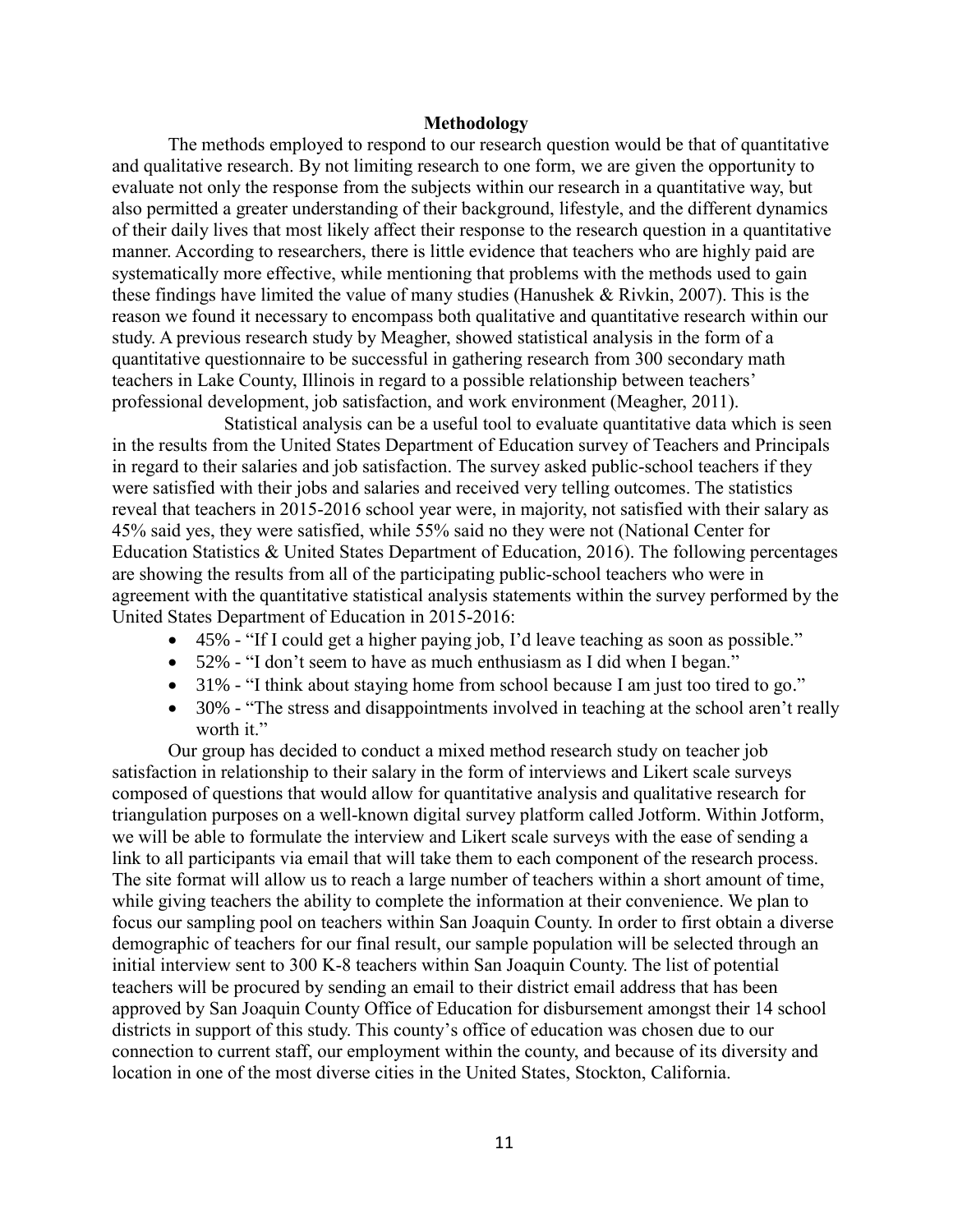**Methodology**

The methods employed to respond to our research question would be that of quantitative and qualitative research. By not limiting research to one form, we are given the opportunity to evaluate not only the response from the subjects within our research in a quantitative way, but also permitted a greater understanding of their background, lifestyle, and the different dynamics of their daily lives that most likely affect their response to the research question in a quantitative manner. According to researchers, there is little evidence that teachers who are highly paid are systematically more effective, while mentioning that problems with the methods used to gain these findings have limited the value of many studies (Hanushek & Rivkin, 2007). This is the reason we found it necessary to encompass both qualitative and quantitative research within our study. A previous research study by Meagher, showed statistical analysis in the form of a quantitative questionnaire to be successful in gathering research from 300 secondary math teachers in Lake County, Illinois in regard to a possible relationship between teachers' professional development, job satisfaction, and work environment (Meagher, 2011).

Statistical analysis can be a useful tool to evaluate quantitative data which is seen in the results from the United States Department of Education survey of Teachers and Principals in regard to their salaries and job satisfaction. The survey asked public-school teachers if they were satisfied with their jobs and salaries and received very telling outcomes. The statistics reveal that teachers in 2015-2016 school year were, in majority, not satisfied with their salary as 45% said yes, they were satisfied, while 55% said no they were not (National Center for Education Statistics & United States Department of Education, 2016). The following percentages are showing the results from all of the participating public-school teachers who were in agreement with the quantitative statistical analysis statements within the survey performed by the United States Department of Education in 2015-2016:

- 45% - "If I could get a higher paying job, I'd leave teaching as soon as possible."
- 52% - "I don't seem to have as much enthusiasm as I did when I began."
- 31% - "I think about staying home from school because I am just too tired to go."
- 30% - "The stress and disappointments involved in teaching at the school aren't really worth it."

Our group has decided to conduct a mixed method research study on teacher job satisfaction in relationship to their salary in the form of interviews and Likert scale surveys composed of questions that would allow for quantitative analysis and qualitative research for triangulation purposes on a well-known digital survey platform called Jotform. Within Jotform, we will be able to formulate the interview and Likert scale surveys with the ease of sending a link to all participants via email that will take them to each component of the research process. The site format will allow us to reach a large number of teachers within a short amount of time, while giving teachers the ability to complete the information at their convenience. We plan to focus our sampling pool on teachers within San Joaquin County. In order to first obtain a diverse demographic of teachers for our final result, our sample population will be selected through an initial interview sent to 300 K-8 teachers within San Joaquin County. The list of potential teachers will be procured by sending an email to their district email address that has been approved by San Joaquin County Office of Education for disbursement amongst their 14 school districts in support of this study. This county's office of education was chosen due to our connection to current staff, our employment within the county, and because of its diversity and location in one of the most diverse cities in the United States, Stockton, California.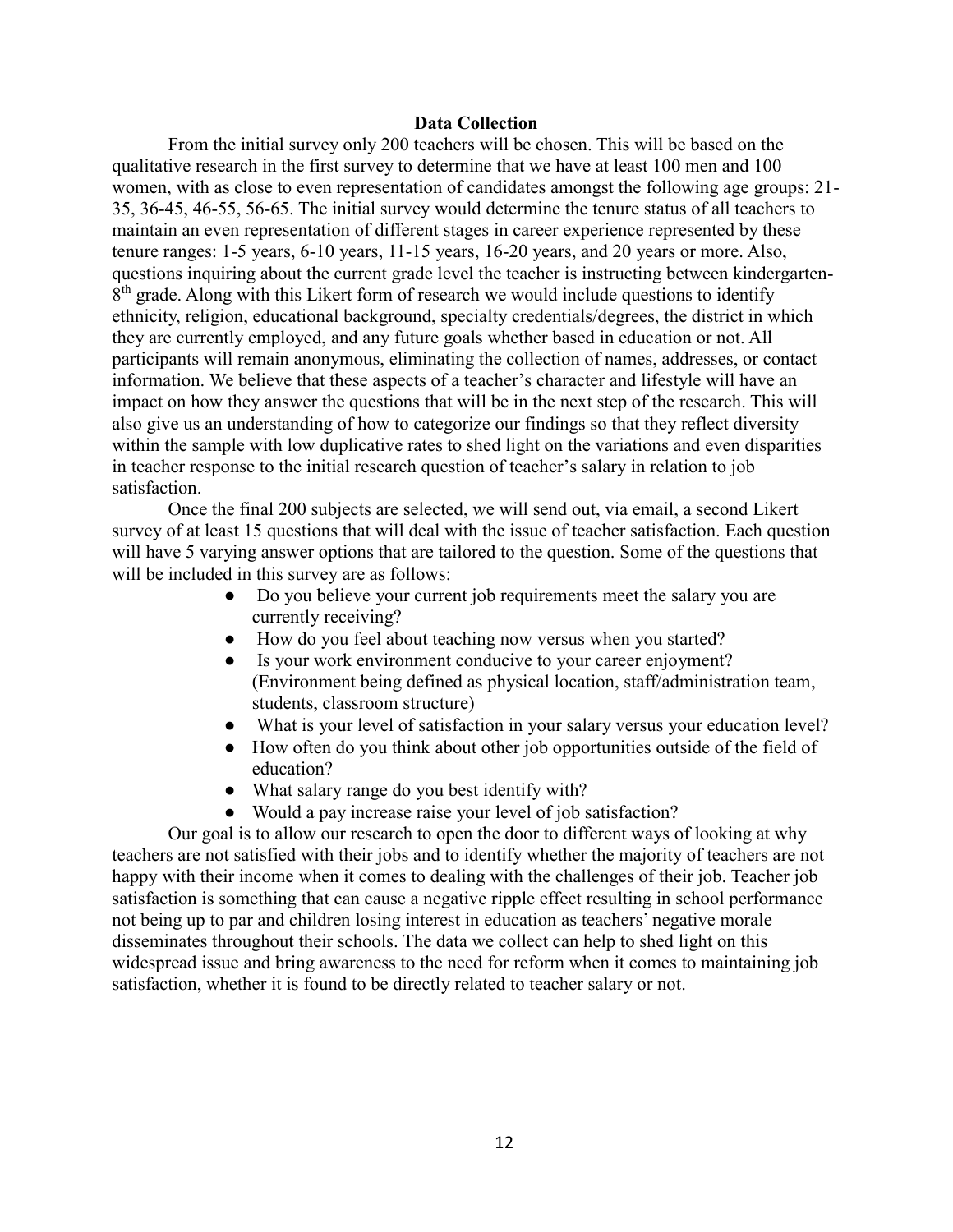## Data Collection

From the initial survey only 200 teachers will be chosen. This will be based on the qualitative research in the first survey to determine that we have at least 100 men and 100 women, with as close to even representation of candidates amongst the following age groups: 21-35, 36-45, 46-55, 56-65. The initial survey would determine the tenure status of all teachers to maintain an even representation of different stages in career experience represented by these tenure ranges: 1-5 years, 6-10 years, 11-15 years, 16-20 years, and 20 years or more. Also, questions inquiring about the current grade level the teacher is instructing between kindergarten-8th grade. Along with this Likert form of research we would include questions to identify ethnicity, religion, educational background, specialty credentials/degrees, the district in which they are currently employed, and any future goals whether based in education or not. All participants will remain anonymous, eliminating the collection of names, addresses, or contact information. We believe that these aspects of a teacher's character and lifestyle will have an impact on how they answer the questions that will be in the next step of the research. This will also give us an understanding of how to categorize our findings so that they reflect diversity within the sample with low duplicative rates to shed light on the variations and even disparities in teacher response to the initial research question of teacher's salary in relation to job satisfaction.

Once the final 200 subjects are selected, we will send out, via email, a second Likert survey of at least 15 questions that will deal with the issue of teacher satisfaction. Each question will have 5 varying answer options that are tailored to the question. Some of the questions that will be included in this survey are as follows:

- Do you believe your current job requirements meet the salary you are currently receiving?
- How do you feel about teaching now versus when you started?
- Is your work environment conducive to your career enjoyment? (Environment being defined as physical location, staff/administration team, students, classroom structure)
- What is your level of satisfaction in your salary versus your education level?
- How often do you think about other job opportunities outside of the field of education?
- What salary range do you best identify with?
- Would a pay increase raise your level of job satisfaction?

Our goal is to allow our research to open the door to different ways of looking at why teachers are not satisfied with their jobs and to identify whether the majority of teachers are not happy with their income when it comes to dealing with the challenges of their job. Teacher job satisfaction is something that can cause a negative ripple effect resulting in school performance not being up to par and children losing interest in education as teachers' negative morale disseminates throughout their schools. The data we collect can help to shed light on this widespread issue and bring awareness to the need for reform when it comes to maintaining job satisfaction, whether it is found to be directly related to teacher salary or not.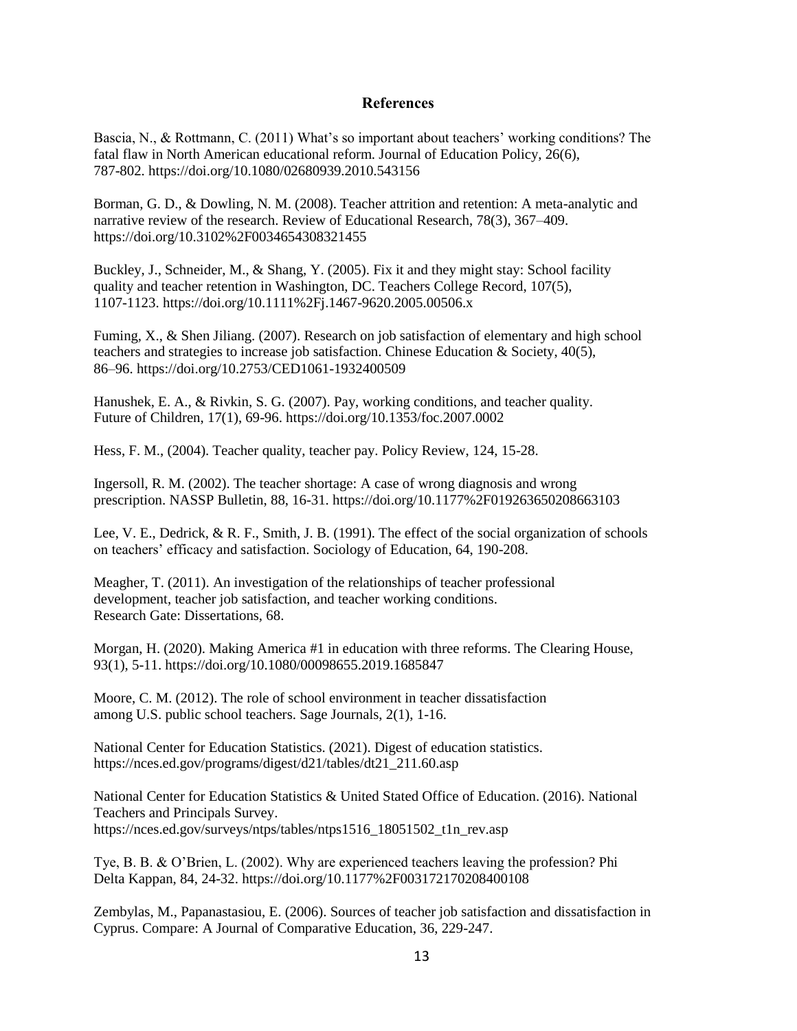# References

Bascia, N., & Rottmann, C. (2011) What's so important about teachers' working conditions? The fatal flaw in North American educational reform. Journal of Education Policy, 26(6), 787-802. https://doi.org/10.1080/02680939.2010.543156

Borman, G. D., & Dowling, N. M. (2008). Teacher attrition and retention: A meta-analytic and narrative review of the research. Review of Educational Research, 78(3), 367–409. https://doi.org/10.3102%2F0034654308321455

Buckley, J., Schneider, M., & Shang, Y. (2005). Fix it and they might stay: School facility quality and teacher retention in Washington, DC. Teachers College Record, 107(5), 1107-1123. https://doi.org/10.1111%2Fj.1467-9620.2005.00506.x

Fuming, X., & Shen Jiliang. (2007). Research on job satisfaction of elementary and high school teachers and strategies to increase job satisfaction. Chinese Education & Society, 40(5), 86–96. https://doi.org/10.2753/CED1061-1932400509

Hanushek, E. A., & Rivkin, S. G. (2007). Pay, working conditions, and teacher quality. Future of Children, 17(1), 69-96. https://doi.org/10.1353/foc.2007.0002

Hess, F. M., (2004). Teacher quality, teacher pay. Policy Review, 124, 15-28.

Ingersoll, R. M. (2002). The teacher shortage: A case of wrong diagnosis and wrong prescription. NASSP Bulletin, 88, 16-31. https://doi.org/10.1177%2F019263650208663103

Lee, V. E., Dedrick, & R. F., Smith, J. B. (1991). The effect of the social organization of schools on teachers' efficacy and satisfaction. Sociology of Education, 64, 190-208.

Meagher, T. (2011). An investigation of the relationships of teacher professional development, teacher job satisfaction, and teacher working conditions. Research Gate: Dissertations, 68.

Morgan, H. (2020). Making America #1 in education with three reforms. The Clearing House, 93(1), 5-11. https://doi.org/10.1080/00098655.2019.1685847

Moore, C. M. (2012). The role of school environment in teacher dissatisfaction among U.S. public school teachers. Sage Journals, 2(1), 1-16.

National Center for Education Statistics. (2021). Digest of education statistics. https://nces.ed.gov/programs/digest/d21/tables/dt21_211.60.asp

National Center for Education Statistics & United Stated Office of Education. (2016). National Teachers and Principals Survey. https://nces.ed.gov/surveys/ntps/tables/ntps1516_18051502_t1n_rev.asp

Tye, B. B. & O'Brien, L. (2002). Why are experienced teachers leaving the profession? Phi Delta Kappan, 84, 24-32. https://doi.org/10.1177%2F003172170208400108

Zembylas, M., Papanastasiou, E. (2006). Sources of teacher job satisfaction and dissatisfaction in Cyprus. Compare: A Journal of Comparative Education, 36, 229-247.